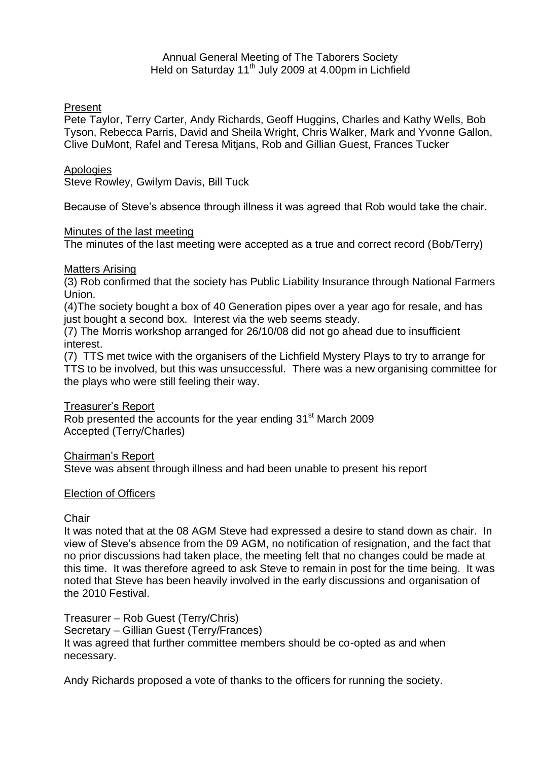Annual General Meeting of The Taborers Society
Held on Saturday 11th July 2009 at 4.00pm in Lichfield

Present

Pete Taylor, Terry Carter, Andy Richards, Geoff Huggins, Charles and Kathy Wells, Bob Tyson, Rebecca Parris, David and Sheila Wright, Chris Walker, Mark and Yvonne Gallon, Clive DuMont, Rafel and Teresa Mitjans, Rob and Gillian Guest, Frances Tucker

Apologies

Steve Rowley, Gwilym Davis, Bill Tuck

Because of Steve's absence through illness it was agreed that Rob would take the chair.

Minutes of the last meeting

The minutes of the last meeting were accepted as a true and correct record (Bob/Terry)

Matters Arising

(3) Rob confirmed that the society has Public Liability Insurance through National Farmers Union.

(4)The society bought a box of 40 Generation pipes over a year ago for resale, and has just bought a second box. Interest via the web seems steady.

(7) The Morris workshop arranged for 26/10/08 did not go ahead due to insufficient interest.

(7) TTS met twice with the organisers of the Lichfield Mystery Plays to try to arrange for TTS to be involved, but this was unsuccessful. There was a new organising committee for the plays who were still feeling their way.

Treasurer's Report

Rob presented the accounts for the year ending 31st March 2009
Accepted (Terry/Charles)

Chairman's Report

Steve was absent through illness and had been unable to present his report

Election of Officers

Chair

It was noted that at the 08 AGM Steve had expressed a desire to stand down as chair. In view of Steve's absence from the 09 AGM, no notification of resignation, and the fact that no prior discussions had taken place, the meeting felt that no changes could be made at this time. It was therefore agreed to ask Steve to remain in post for the time being. It was noted that Steve has been heavily involved in the early discussions and organisation of the 2010 Festival.

Treasurer – Rob Guest (Terry/Chris)
Secretary – Gillian Guest (Terry/Frances)
It was agreed that further committee members should be co-opted as and when necessary.

Andy Richards proposed a vote of thanks to the officers for running the society.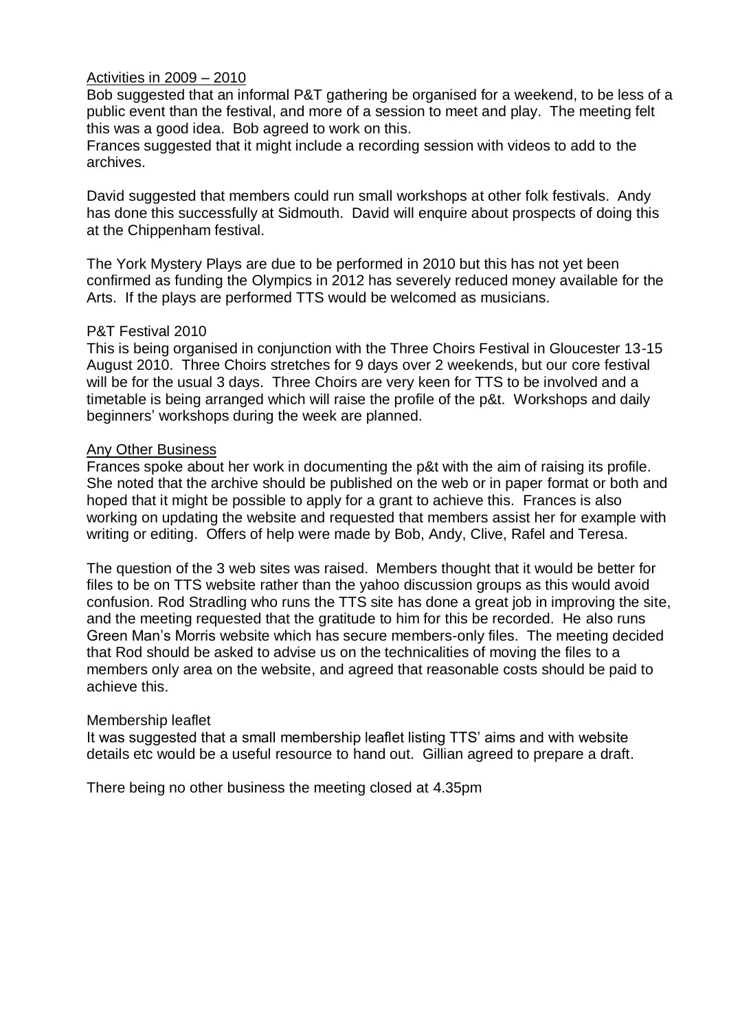## Activities in 2009 – 2010

Bob suggested that an informal P&T gathering be organised for a weekend, to be less of a public event than the festival, and more of a session to meet and play. The meeting felt this was a good idea. Bob agreed to work on this.
Frances suggested that it might include a recording session with videos to add to the archives.

David suggested that members could run small workshops at other folk festivals. Andy has done this successfully at Sidmouth. David will enquire about prospects of doing this at the Chippenham festival.

The York Mystery Plays are due to be performed in 2010 but this has not yet been confirmed as funding the Olympics in 2012 has severely reduced money available for the Arts. If the plays are performed TTS would be welcomed as musicians.

## P&T Festival 2010

This is being organised in conjunction with the Three Choirs Festival in Gloucester 13-15 August 2010. Three Choirs stretches for 9 days over 2 weekends, but our core festival will be for the usual 3 days. Three Choirs are very keen for TTS to be involved and a timetable is being arranged which will raise the profile of the p&t. Workshops and daily beginners' workshops during the week are planned.

## Any Other Business

Frances spoke about her work in documenting the p&t with the aim of raising its profile. She noted that the archive should be published on the web or in paper format or both and hoped that it might be possible to apply for a grant to achieve this. Frances is also working on updating the website and requested that members assist her for example with writing or editing. Offers of help were made by Bob, Andy, Clive, Rafel and Teresa.

The question of the 3 web sites was raised. Members thought that it would be better for files to be on TTS website rather than the yahoo discussion groups as this would avoid confusion. Rod Stradling who runs the TTS site has done a great job in improving the site, and the meeting requested that the gratitude to him for this be recorded. He also runs Green Man's Morris website which has secure members-only files. The meeting decided that Rod should be asked to advise us on the technicalities of moving the files to a members only area on the website, and agreed that reasonable costs should be paid to achieve this.

## Membership leaflet

It was suggested that a small membership leaflet listing TTS' aims and with website details etc would be a useful resource to hand out. Gillian agreed to prepare a draft.

There being no other business the meeting closed at 4.35pm